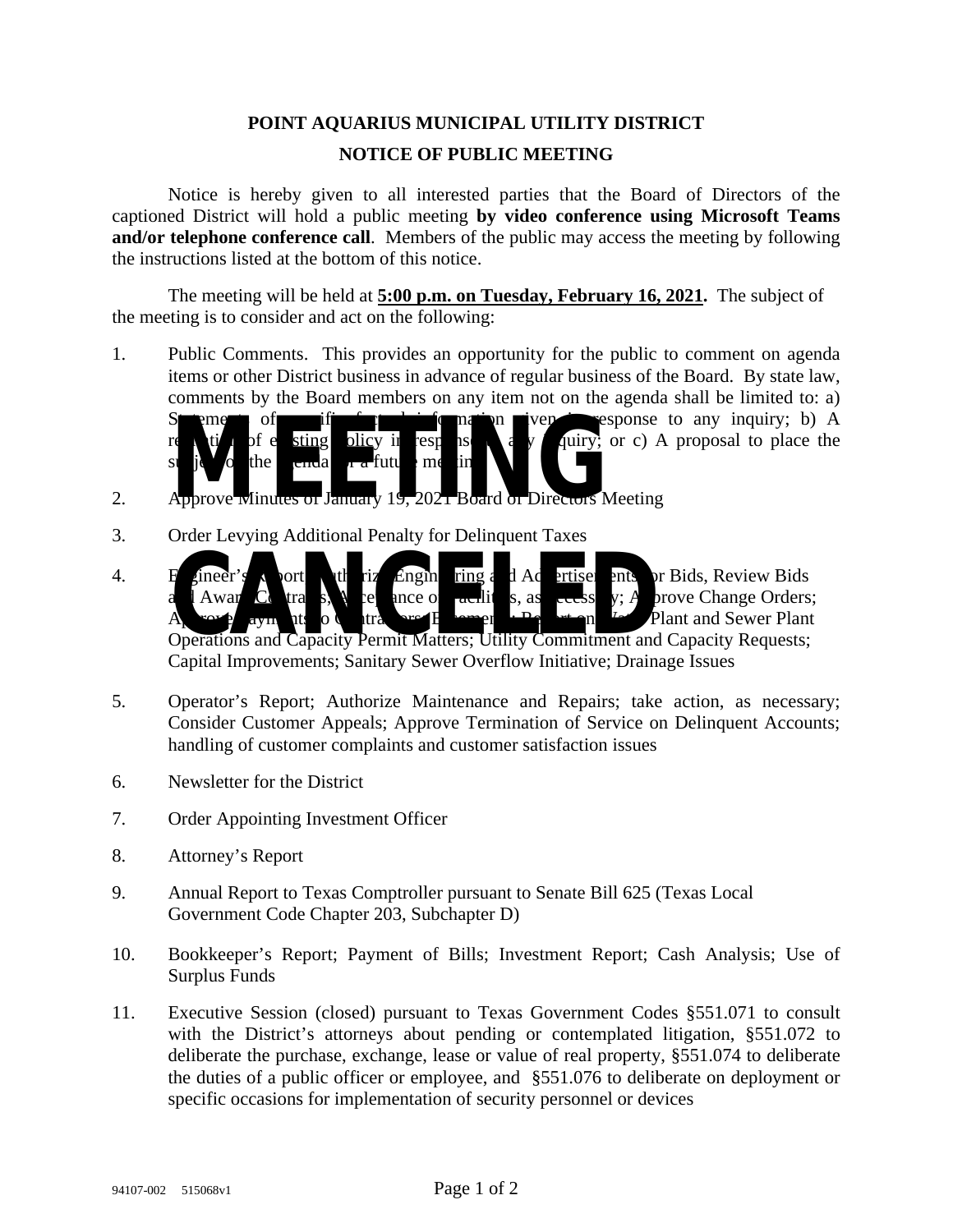# POINT AQUARIUS MUNICIPAL UTILITY DISTRICT

## NOTICE OF PUBLIC MEETING

**MEETING CANCELED**

Notice is hereby given to all interested parties that the Board of Directors of the captioned District will hold a public meeting **by video conference using Microsoft Teams and/or telephone conference call**. Members of the public may access the meeting by following the instructions listed at the bottom of this notice.

The meeting will be held at **5:00 p.m. on Tuesday, February 16, 2021.** The subject of the meeting is to consider and act on the following:

1. Public Comments. This provides an opportunity for the public to comment on agenda items or other District business in advance of regular business of the Board. By state law, comments by the Board members on any item not on the agenda shall be limited to: a) Statements of specific factual information given in response to any inquiry; b) A recitation of existing policy in response to any inquiry; or c) A proposal to place the subject on the agenda for a future meeting

2. Approve Minutes of January 19, 2021 Board of Directors Meeting

3. Order Levying Additional Penalty for Delinquent Taxes

4. Engineer's Report; Authorize Engineering and Advertisements for Bids, Review Bids and Award Contracts; Acceptance of Facilities, as necessary; Approve Change Orders; Approve Payments to Contractors; Easements; Report on Water Plant and Sewer Plant Operations and Capacity Permit Matters; Utility Commitment and Capacity Requests; Capital Improvements; Sanitary Sewer Overflow Initiative; Drainage Issues

5. Operator's Report; Authorize Maintenance and Repairs; take action, as necessary; Consider Customer Appeals; Approve Termination of Service on Delinquent Accounts; handling of customer complaints and customer satisfaction issues

6. Newsletter for the District

7. Order Appointing Investment Officer

8. Attorney's Report

9. Annual Report to Texas Comptroller pursuant to Senate Bill 625 (Texas Local Government Code Chapter 203, Subchapter D)

10. Bookkeeper's Report; Payment of Bills; Investment Report; Cash Analysis; Use of Surplus Funds

11. Executive Session (closed) pursuant to Texas Government Codes §551.071 to consult with the District's attorneys about pending or contemplated litigation, §551.072 to deliberate the purchase, exchange, lease or value of real property, §551.074 to deliberate the duties of a public officer or employee, and §551.076 to deliberate on deployment or specific occasions for implementation of security personnel or devices

94107-002 515068v1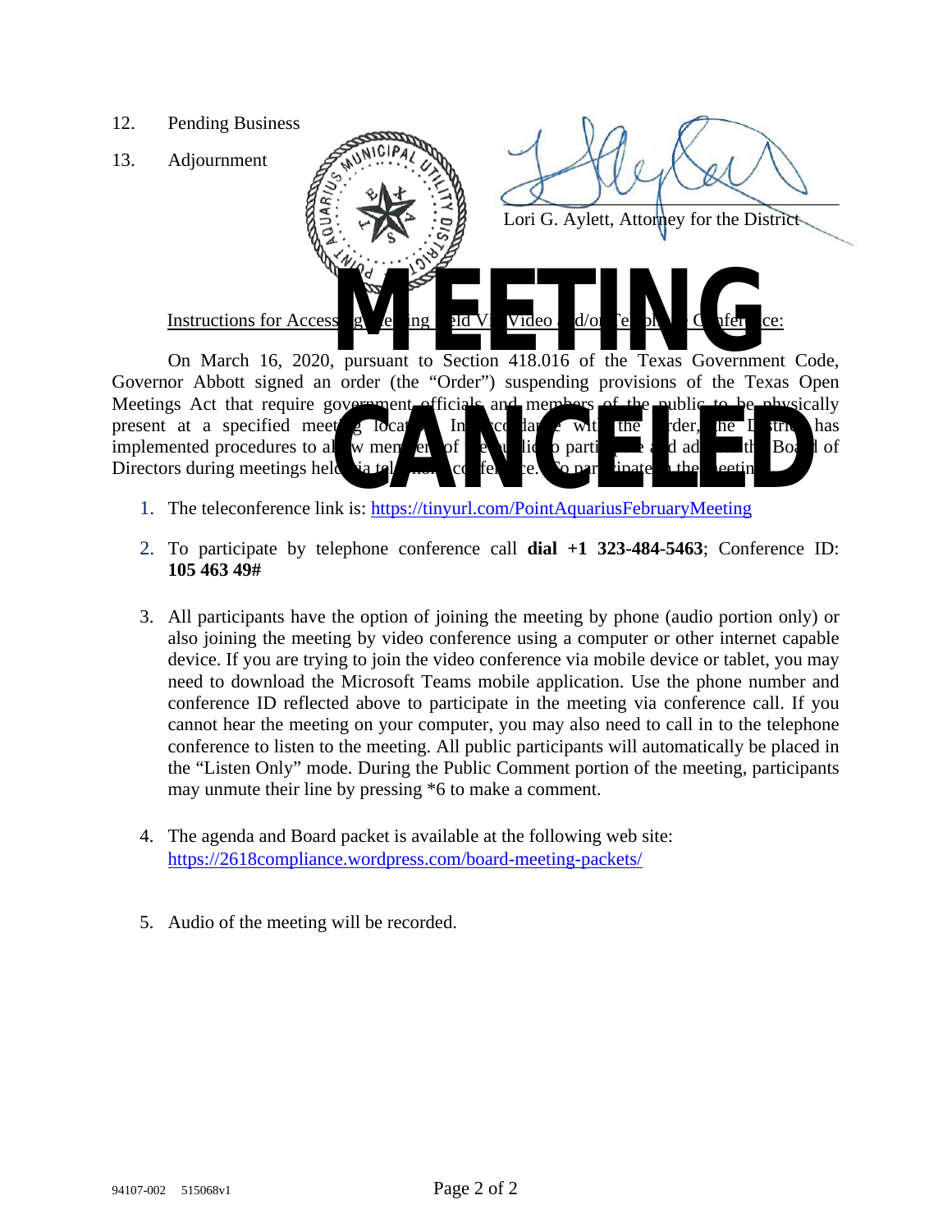12. Pending Business

13. Adjournment

Lori G. Aylett, Attorney for the District

**MEETING CANCELED**

Instructions for Accessing Meeting Held Via Video and/or Telephone Conference:

On March 16, 2020, pursuant to Section 418.016 of the Texas Government Code, Governor Abbott signed an order (the "Order") suspending provisions of the Texas Open Meetings Act that require government officials and members of the public to be physically present at a specified meeting location. In accordance with the Order, the District has implemented procedures to allow members of the public to participate and address the Board of Directors during meetings held via telephone conference. To participate in the meeting:

1. The teleconference link is: https://tinyurl.com/PointAquariusFebruaryMeeting

2. To participate by telephone conference call **dial +1 323-484-5463**; Conference ID: **105 463 49#**

3. All participants have the option of joining the meeting by phone (audio portion only) or also joining the meeting by video conference using a computer or other internet capable device. If you are trying to join the video conference via mobile device or tablet, you may need to download the Microsoft Teams mobile application. Use the phone number and conference ID reflected above to participate in the meeting via conference call. If you cannot hear the meeting on your computer, you may also need to call in to the telephone conference to listen to the meeting. All public participants will automatically be placed in the "Listen Only" mode. During the Public Comment portion of the meeting, participants may unmute their line by pressing *6 to make a comment.

4. The agenda and Board packet is available at the following web site: https://2618compliance.wordpress.com/board-meeting-packets/

5. Audio of the meeting will be recorded.

94107-002 515068v1